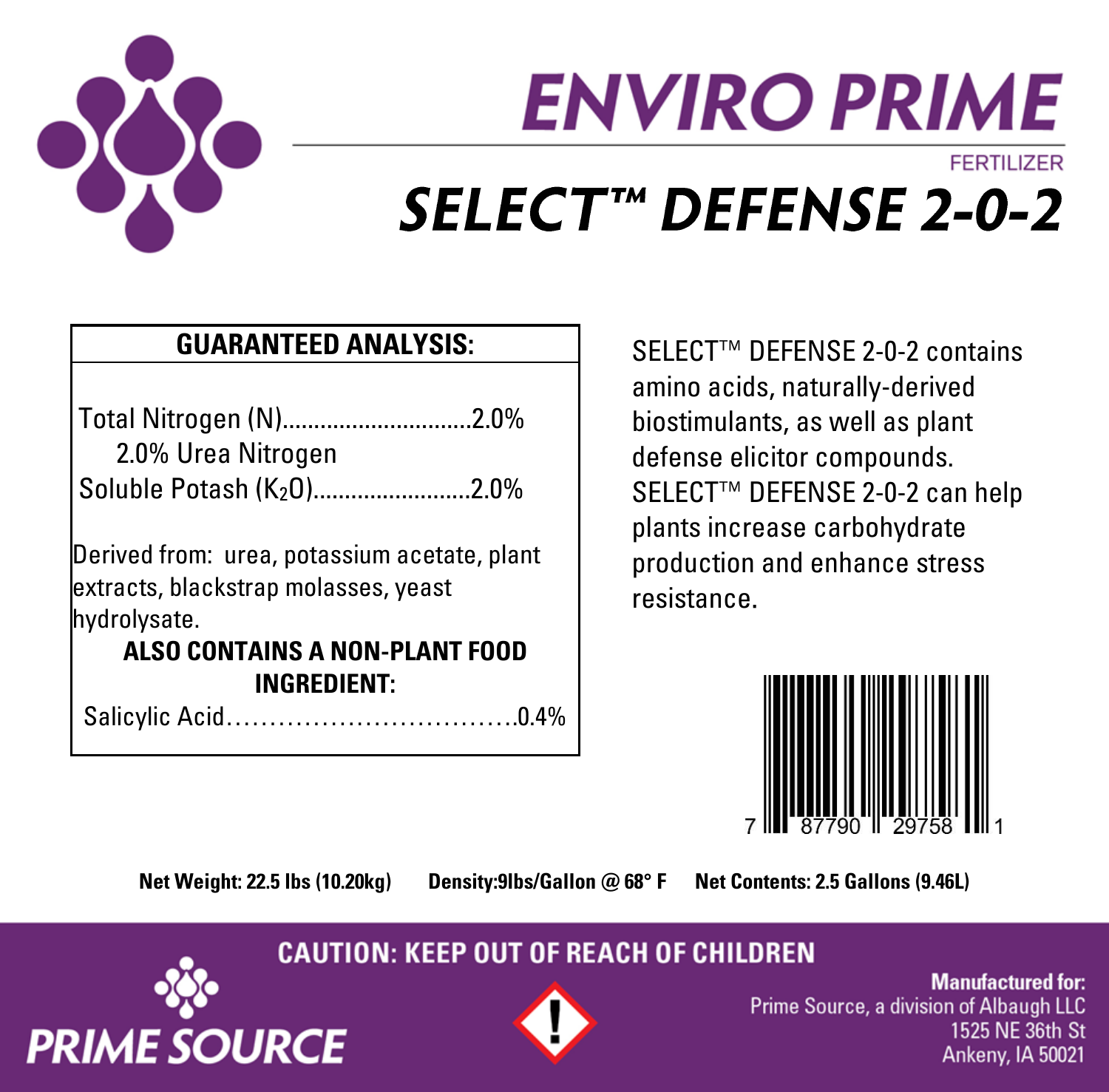# ENVIRO PRIME

FERTILIZER

## SELECT™ DEFENSE 2-0-2

**GUARANTEED ANALYSIS:**

Total Nitrogen (N)..............................2.0%
 2.0% Urea Nitrogen
Soluble Potash ($K_2O$).........................2.0%

Derived from: urea, potassium acetate, plant extracts, blackstrap molasses, yeast hydrolysate.

**ALSO CONTAINS A NON-PLANT FOOD INGREDIENT:**

Salicylic Acid.................................0.4%

SELECT™ DEFENSE 2-0-2 contains amino acids, naturally-derived biostimulants, as well as plant defense elicitor compounds. SELECT™ DEFENSE 2-0-2 can help plants increase carbohydrate production and enhance stress resistance.

7 87790 29758 1

**Net Weight: 22.5 lbs (10.20kg)** **Density:9lbs/Gallon @ 68° F** **Net Contents: 2.5 Gallons (9.46L)**

**CAUTION: KEEP OUT OF REACH OF CHILDREN**

PRIME SOURCE

**Manufactured for:**
Prime Source, a division of Albaugh LLC
1525 NE 36th St
Ankeny, IA 50021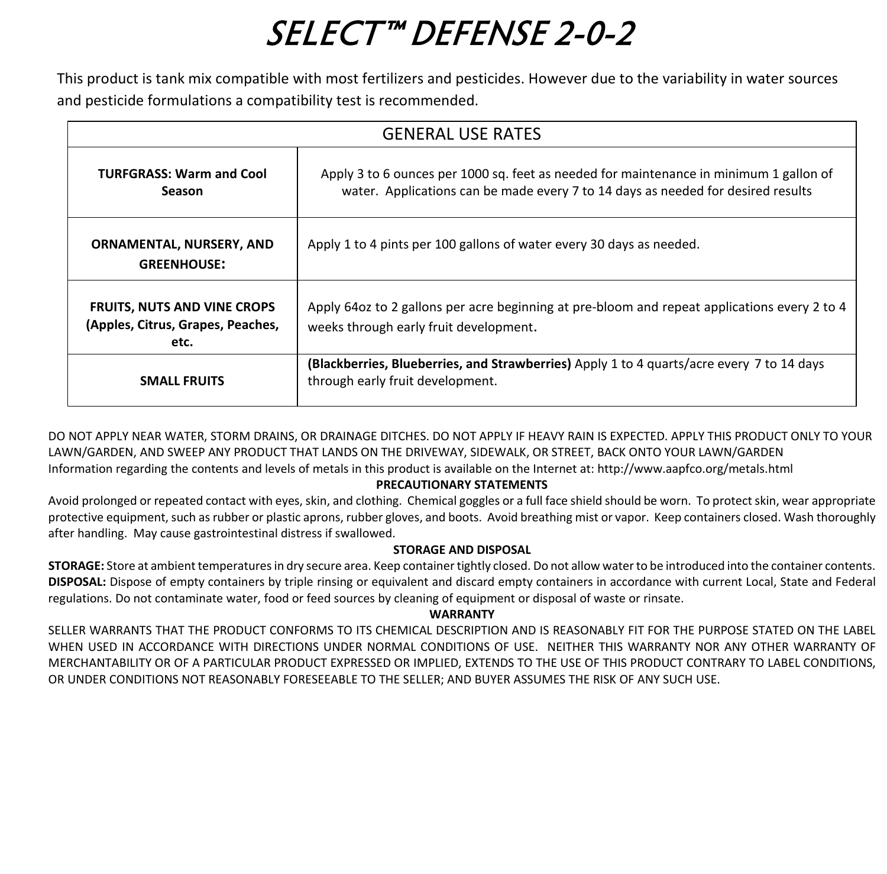# SELECT™ DEFENSE 2-0-2

This product is tank mix compatible with most fertilizers and pesticides. However due to the variability in water sources and pesticide formulations a compatibility test is recommended.

| GENERAL USE RATES | |
|---|---|
| **TURFGRASS: Warm and Cool Season** | Apply 3 to 6 ounces per 1000 sq. feet as needed for maintenance in minimum 1 gallon of water. Applications can be made every 7 to 14 days as needed for desired results |
| **ORNAMENTAL, NURSERY, AND GREENHOUSE:** | Apply 1 to 4 pints per 100 gallons of water every 30 days as needed. |
| **FRUITS, NUTS AND VINE CROPS (Apples, Citrus, Grapes, Peaches, etc.** | Apply 64oz to 2 gallons per acre beginning at pre-bloom and repeat applications every 2 to 4 weeks through early fruit development. |
| **SMALL FRUITS** | **(Blackberries, Blueberries, and Strawberries)** Apply 1 to 4 quarts/acre every 7 to 14 days through early fruit development. |

DO NOT APPLY NEAR WATER, STORM DRAINS, OR DRAINAGE DITCHES. DO NOT APPLY IF HEAVY RAIN IS EXPECTED. APPLY THIS PRODUCT ONLY TO YOUR LAWN/GARDEN, AND SWEEP ANY PRODUCT THAT LANDS ON THE DRIVEWAY, SIDEWALK, OR STREET, BACK ONTO YOUR LAWN/GARDEN

Information regarding the contents and levels of metals in this product is available on the Internet at: http://www.aapfco.org/metals.html

**PRECAUTIONARY STATEMENTS**

Avoid prolonged or repeated contact with eyes, skin, and clothing. Chemical goggles or a full face shield should be worn. To protect skin, wear appropriate protective equipment, such as rubber or plastic aprons, rubber gloves, and boots. Avoid breathing mist or vapor. Keep containers closed. Wash thoroughly after handling. May cause gastrointestinal distress if swallowed.

**STORAGE AND DISPOSAL**

**STORAGE:** Store at ambient temperatures in dry secure area. Keep container tightly closed. Do not allow water to be introduced into the container contents.

**DISPOSAL:** Dispose of empty containers by triple rinsing or equivalent and discard empty containers in accordance with current Local, State and Federal regulations. Do not contaminate water, food or feed sources by cleaning of equipment or disposal of waste or rinsate.

**WARRANTY**

SELLER WARRANTS THAT THE PRODUCT CONFORMS TO ITS CHEMICAL DESCRIPTION AND IS REASONABLY FIT FOR THE PURPOSE STATED ON THE LABEL WHEN USED IN ACCORDANCE WITH DIRECTIONS UNDER NORMAL CONDITIONS OF USE. NEITHER THIS WARRANTY NOR ANY OTHER WARRANTY OF MERCHANTABILITY OR OF A PARTICULAR PRODUCT EXPRESSED OR IMPLIED, EXTENDS TO THE USE OF THIS PRODUCT CONTRARY TO LABEL CONDITIONS, OR UNDER CONDITIONS NOT REASONABLY FORESEEABLE TO THE SELLER; AND BUYER ASSUMES THE RISK OF ANY SUCH USE.